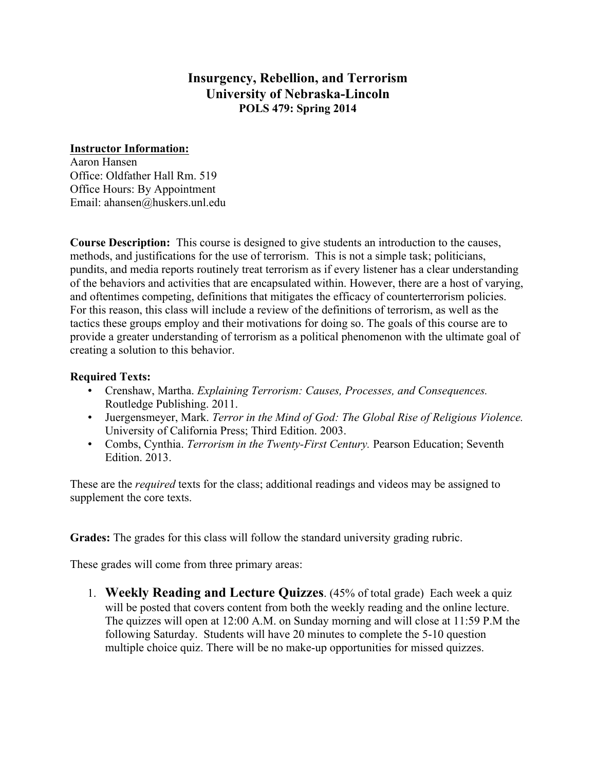# Insurgency, Rebellion, and Terrorism
## University of Nebraska-Lincoln
### POLS 479: Spring 2014

**Instructor Information:**
Aaron Hansen
Office: Oldfather Hall Rm. 519
Office Hours: By Appointment
Email: ahansen@huskers.unl.edu

**Course Description:** This course is designed to give students an introduction to the causes, methods, and justifications for the use of terrorism. This is not a simple task; politicians, pundits, and media reports routinely treat terrorism as if every listener has a clear understanding of the behaviors and activities that are encapsulated within. However, there are a host of varying, and oftentimes competing, definitions that mitigates the efficacy of counterterrorism policies. For this reason, this class will include a review of the definitions of terrorism, as well as the tactics these groups employ and their motivations for doing so. The goals of this course are to provide a greater understanding of terrorism as a political phenomenon with the ultimate goal of creating a solution to this behavior.

**Required Texts:**

- Crenshaw, Martha. *Explaining Terrorism: Causes, Processes, and Consequences.* Routledge Publishing. 2011.
- Juergensmeyer, Mark. *Terror in the Mind of God: The Global Rise of Religious Violence.* University of California Press; Third Edition. 2003.
- Combs, Cynthia. *Terrorism in the Twenty-First Century.* Pearson Education; Seventh Edition. 2013.

These are the *required* texts for the class; additional readings and videos may be assigned to supplement the core texts.

**Grades:** The grades for this class will follow the standard university grading rubric.

These grades will come from three primary areas:

1. **Weekly Reading and Lecture Quizzes**. (45% of total grade) Each week a quiz will be posted that covers content from both the weekly reading and the online lecture. The quizzes will open at 12:00 A.M. on Sunday morning and will close at 11:59 P.M the following Saturday. Students will have 20 minutes to complete the 5-10 question multiple choice quiz. There will be no make-up opportunities for missed quizzes.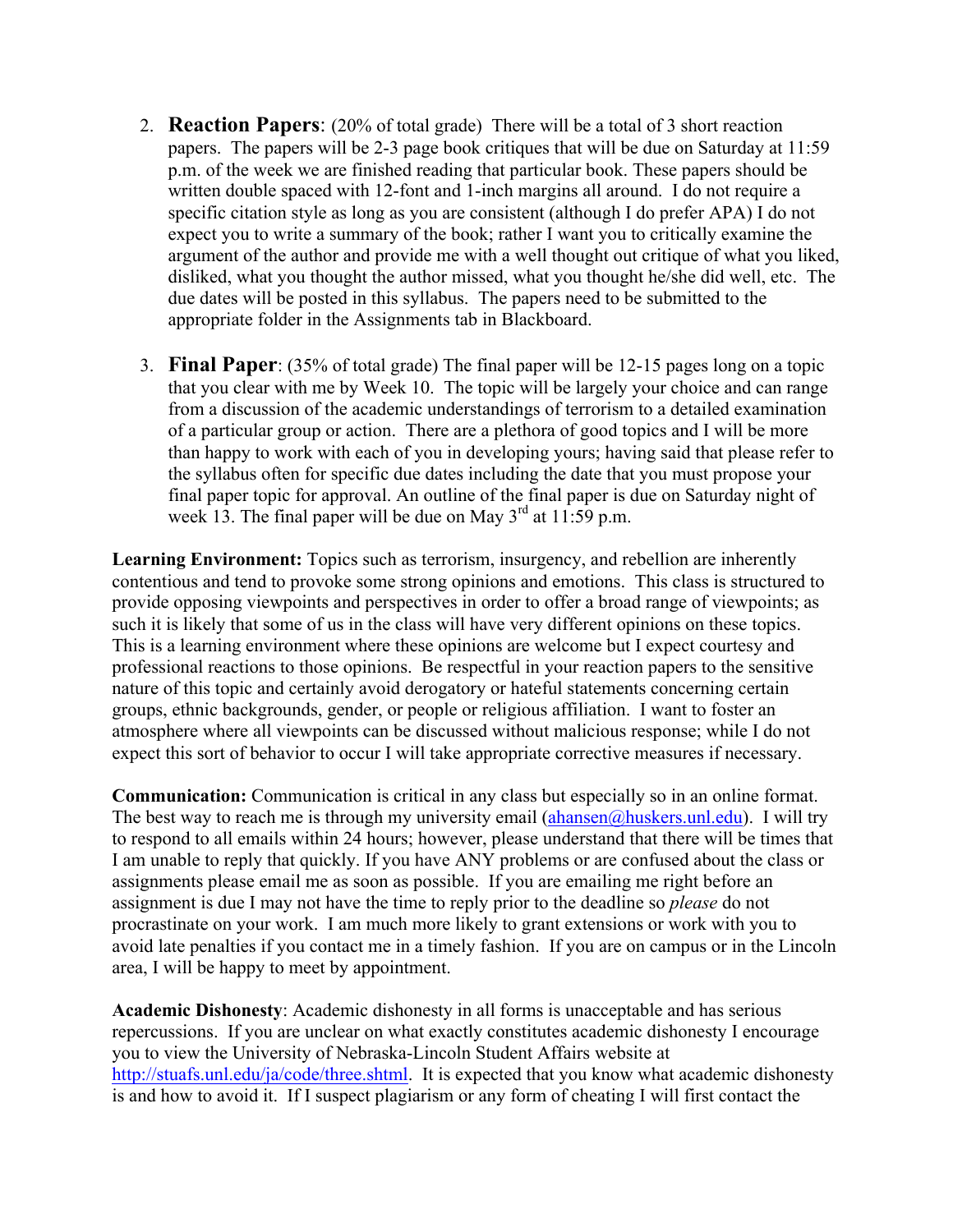2. **Reaction Papers**: (20% of total grade) There will be a total of 3 short reaction papers. The papers will be 2-3 page book critiques that will be due on Saturday at 11:59 p.m. of the week we are finished reading that particular book. These papers should be written double spaced with 12-font and 1-inch margins all around. I do not require a specific citation style as long as you are consistent (although I do prefer APA) I do not expect you to write a summary of the book; rather I want you to critically examine the argument of the author and provide me with a well thought out critique of what you liked, disliked, what you thought the author missed, what you thought he/she did well, etc. The due dates will be posted in this syllabus. The papers need to be submitted to the appropriate folder in the Assignments tab in Blackboard.

3. **Final Paper**: (35% of total grade) The final paper will be 12-15 pages long on a topic that you clear with me by Week 10. The topic will be largely your choice and can range from a discussion of the academic understandings of terrorism to a detailed examination of a particular group or action. There are a plethora of good topics and I will be more than happy to work with each of you in developing yours; having said that please refer to the syllabus often for specific due dates including the date that you must propose your final paper topic for approval. An outline of the final paper is due on Saturday night of week 13. The final paper will be due on May 3rd at 11:59 p.m.

**Learning Environment:** Topics such as terrorism, insurgency, and rebellion are inherently contentious and tend to provoke some strong opinions and emotions. This class is structured to provide opposing viewpoints and perspectives in order to offer a broad range of viewpoints; as such it is likely that some of us in the class will have very different opinions on these topics. This is a learning environment where these opinions are welcome but I expect courtesy and professional reactions to those opinions. Be respectful in your reaction papers to the sensitive nature of this topic and certainly avoid derogatory or hateful statements concerning certain groups, ethnic backgrounds, gender, or people or religious affiliation. I want to foster an atmosphere where all viewpoints can be discussed without malicious response; while I do not expect this sort of behavior to occur I will take appropriate corrective measures if necessary.

**Communication:** Communication is critical in any class but especially so in an online format. The best way to reach me is through my university email (ahansen@huskers.unl.edu). I will try to respond to all emails within 24 hours; however, please understand that there will be times that I am unable to reply that quickly. If you have ANY problems or are confused about the class or assignments please email me as soon as possible. If you are emailing me right before an assignment is due I may not have the time to reply prior to the deadline so *please* do not procrastinate on your work. I am much more likely to grant extensions or work with you to avoid late penalties if you contact me in a timely fashion. If you are on campus or in the Lincoln area, I will be happy to meet by appointment.

**Academic Dishonesty**: Academic dishonesty in all forms is unacceptable and has serious repercussions. If you are unclear on what exactly constitutes academic dishonesty I encourage you to view the University of Nebraska-Lincoln Student Affairs website at http://stuafs.unl.edu/ja/code/three.shtml. It is expected that you know what academic dishonesty is and how to avoid it. If I suspect plagiarism or any form of cheating I will first contact the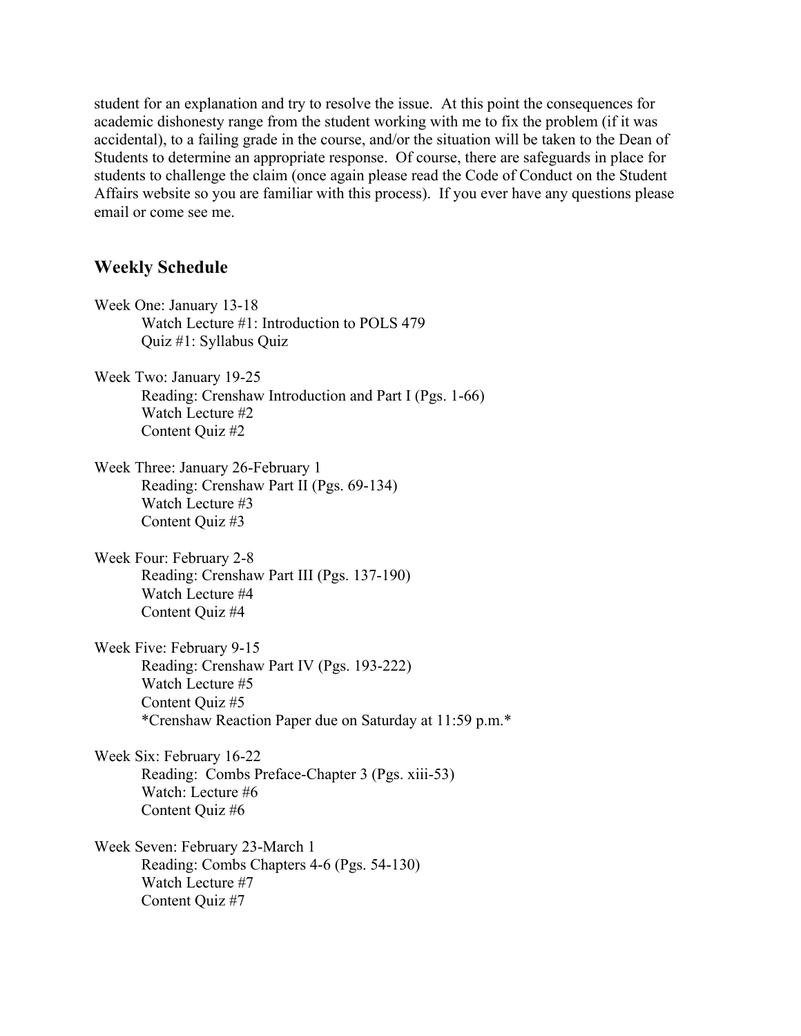student for an explanation and try to resolve the issue. At this point the consequences for academic dishonesty range from the student working with me to fix the problem (if it was accidental), to a failing grade in the course, and/or the situation will be taken to the Dean of Students to determine an appropriate response. Of course, there are safeguards in place for students to challenge the claim (once again please read the Code of Conduct on the Student Affairs website so you are familiar with this process). If you ever have any questions please email or come see me.

## Weekly Schedule

Week One: January 13-18
- Watch Lecture #1: Introduction to POLS 479
- Quiz #1: Syllabus Quiz

Week Two: January 19-25
- Reading: Crenshaw Introduction and Part I (Pgs. 1-66)
- Watch Lecture #2
- Content Quiz #2

Week Three: January 26-February 1
- Reading: Crenshaw Part II (Pgs. 69-134)
- Watch Lecture #3
- Content Quiz #3

Week Four: February 2-8
- Reading: Crenshaw Part III (Pgs. 137-190)
- Watch Lecture #4
- Content Quiz #4

Week Five: February 9-15
- Reading: Crenshaw Part IV (Pgs. 193-222)
- Watch Lecture #5
- Content Quiz #5
- *Crenshaw Reaction Paper due on Saturday at 11:59 p.m.*

Week Six: February 16-22
- Reading: Combs Preface-Chapter 3 (Pgs. xiii-53)
- Watch: Lecture #6
- Content Quiz #6

Week Seven: February 23-March 1
- Reading: Combs Chapters 4-6 (Pgs. 54-130)
- Watch Lecture #7
- Content Quiz #7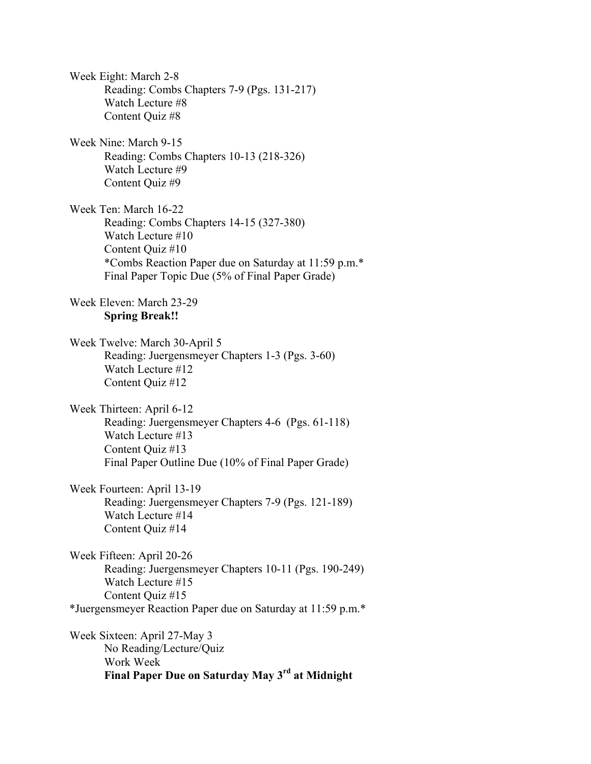Week Eight: March 2-8

  Reading: Combs Chapters 7-9 (Pgs. 131-217)
  Watch Lecture #8
  Content Quiz #8

Week Nine: March 9-15

  Reading: Combs Chapters 10-13 (218-326)
  Watch Lecture #9
  Content Quiz #9

Week Ten: March 16-22

  Reading: Combs Chapters 14-15 (327-380)
  Watch Lecture #10
  Content Quiz #10
  *Combs Reaction Paper due on Saturday at 11:59 p.m.*
  Final Paper Topic Due (5% of Final Paper Grade)

Week Eleven: March 23-29

  **Spring Break!!**

Week Twelve: March 30-April 5

  Reading: Juergensmeyer Chapters 1-3 (Pgs. 3-60)
  Watch Lecture #12
  Content Quiz #12

Week Thirteen: April 6-12

  Reading: Juergensmeyer Chapters 4-6 (Pgs. 61-118)
  Watch Lecture #13
  Content Quiz #13
  Final Paper Outline Due (10% of Final Paper Grade)

Week Fourteen: April 13-19

  Reading: Juergensmeyer Chapters 7-9 (Pgs. 121-189)
  Watch Lecture #14
  Content Quiz #14

Week Fifteen: April 20-26

  Reading: Juergensmeyer Chapters 10-11 (Pgs. 190-249)
  Watch Lecture #15
  Content Quiz #15

*Juergensmeyer Reaction Paper due on Saturday at 11:59 p.m.*

Week Sixteen: April 27-May 3

  No Reading/Lecture/Quiz
  Work Week
  **Final Paper Due on Saturday May 3rd at Midnight**